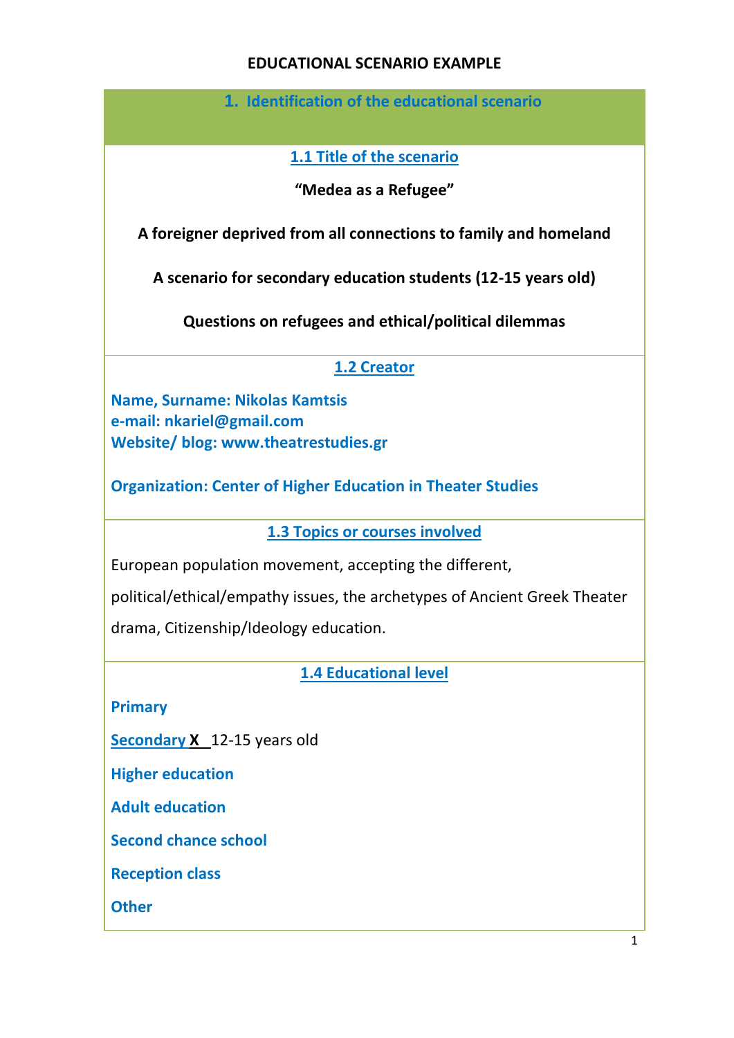# EDUCATIONAL SCENARIO EXAMPLE

## 1. Identification of the educational scenario

### 1.1 Title of the scenario

**"Medea as a Refugee"**

**A foreigner deprived from all connections to family and homeland**

**A scenario for secondary education students (12-15 years old)**

**Questions on refugees and ethical/political dilemmas**

### 1.2 Creator

**Name, Surname: Nikolas Kamtsis**
**e-mail: nkariel@gmail.com**
**Website/ blog: www.theatrestudies.gr**

**Organization: Center of Higher Education in Theater Studies**

### 1.3 Topics or courses involved

European population movement, accepting the different, political/ethical/empathy issues, the archetypes of Ancient Greek Theater drama, Citizenship/Ideology education.

### 1.4 Educational level

**Primary**

**Secondary X** 12-15 years old

**Higher education**

**Adult education**

**Second chance school**

**Reception class**

**Other**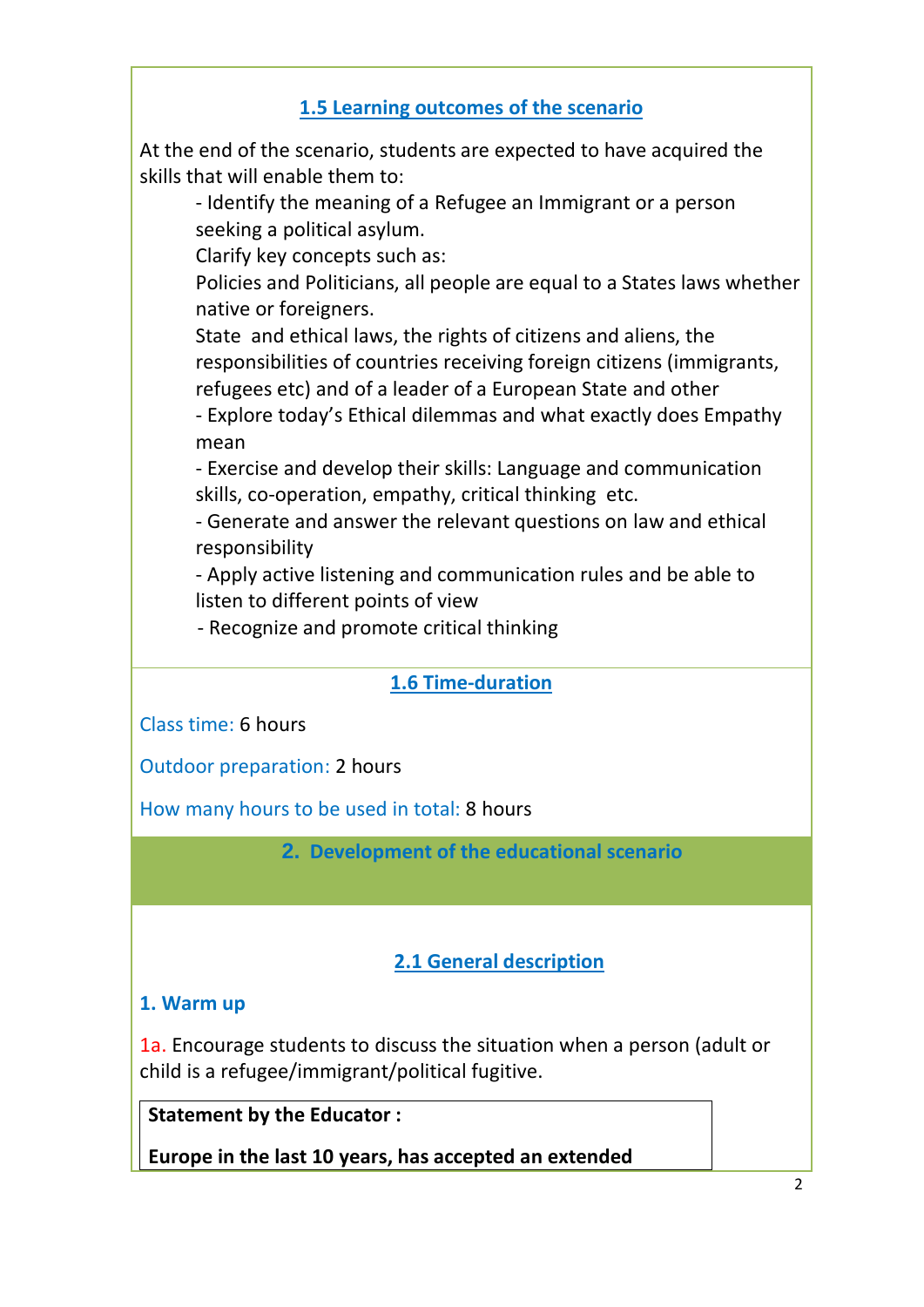### 1.5 Learning outcomes of the scenario

At the end of the scenario, students are expected to have acquired the skills that will enable them to:

- Identify the meaning of a Refugee an Immigrant or a person seeking a political asylum.
  Clarify key concepts such as:
  Policies and Politicians, all people are equal to a States laws whether native or foreigners.
  State and ethical laws, the rights of citizens and aliens, the responsibilities of countries receiving foreign citizens (immigrants, refugees etc) and of a leader of a European State and other
- Explore today's Ethical dilemmas and what exactly does Empathy mean
- Exercise and develop their skills: Language and communication skills, co-operation, empathy, critical thinking etc.
- Generate and answer the relevant questions on law and ethical responsibility
- Apply active listening and communication rules and be able to listen to different points of view
- Recognize and promote critical thinking

### 1.6 Time-duration

Class time: 6 hours

Outdoor preparation: 2 hours

How many hours to be used in total: 8 hours

## 2. Development of the educational scenario

### 2.1 General description

**1. Warm up**

1a. Encourage students to discuss the situation when a person (adult or child is a refugee/immigrant/political fugitive.

**Statement by the Educator :**

**Europe in the last 10 years, has accepted an extended**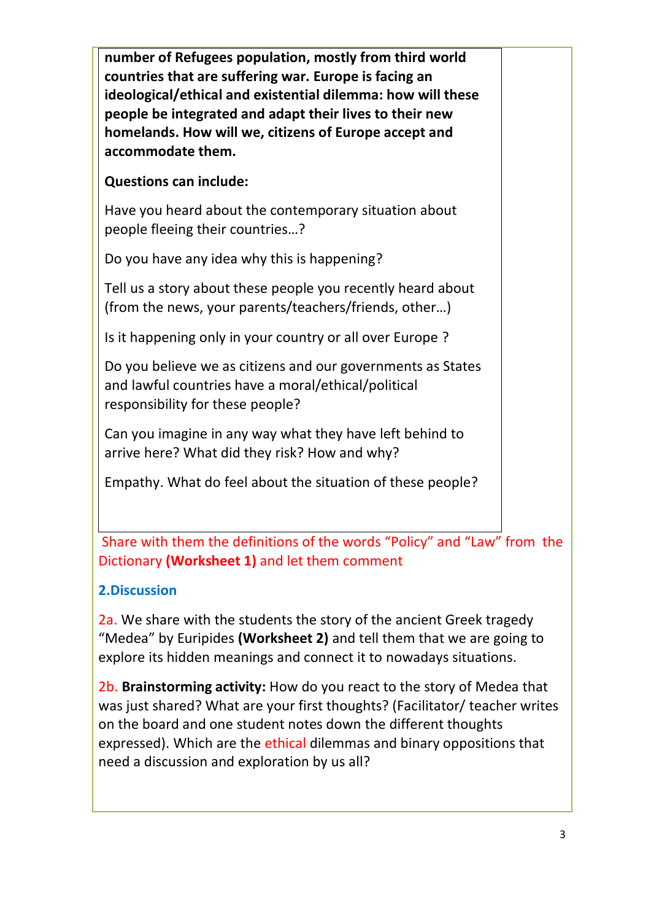**number of Refugees population, mostly from third world countries that are suffering war. Europe is facing an ideological/ethical and existential dilemma: how will these people be integrated and adapt their lives to their new homelands. How will we, citizens of Europe accept and accommodate them.**

**Questions can include:**

Have you heard about the contemporary situation about people fleeing their countries…?

Do you have any idea why this is happening?

Tell us a story about these people you recently heard about (from the news, your parents/teachers/friends, other…)

Is it happening only in your country or all over Europe ?

Do you believe we as citizens and our governments as States and lawful countries have a moral/ethical/political responsibility for these people?

Can you imagine in any way what they have left behind to arrive here? What did they risk? How and why?

Empathy. What do feel about the situation of these people?

Share with them the definitions of the words "Policy" and "Law" from the Dictionary **(Worksheet 1)** and let them comment

## 2.Discussion

2a. We share with the students the story of the ancient Greek tragedy "Medea" by Euripides **(Worksheet 2)** and tell them that we are going to explore its hidden meanings and connect it to nowadays situations.

2b. **Brainstorming activity:** How do you react to the story of Medea that was just shared? What are your first thoughts? (Facilitator/ teacher writes on the board and one student notes down the different thoughts expressed). Which are the ethical dilemmas and binary oppositions that need a discussion and exploration by us all?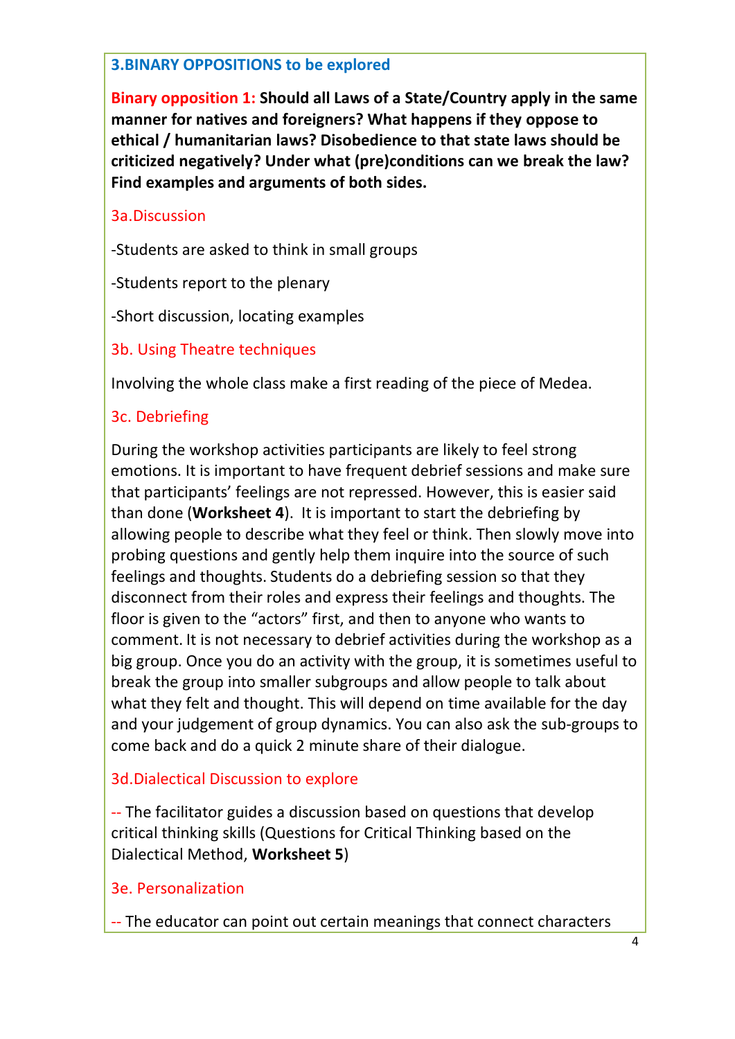### 3.BINARY OPPOSITIONS to be explored

**Binary opposition 1: Should all Laws of a State/Country apply in the same manner for natives and foreigners? What happens if they oppose to ethical / humanitarian laws? Disobedience to that state laws should be criticized negatively? Under what (pre)conditions can we break the law? Find examples and arguments of both sides.**

#### 3a.Discussion

-Students are asked to think in small groups

-Students report to the plenary

-Short discussion, locating examples

#### 3b. Using Theatre techniques

Involving the whole class make a first reading of the piece of Medea.

#### 3c. Debriefing

During the workshop activities participants are likely to feel strong emotions. It is important to have frequent debrief sessions and make sure that participants' feelings are not repressed. However, this is easier said than done (**Worksheet 4**). It is important to start the debriefing by allowing people to describe what they feel or think. Then slowly move into probing questions and gently help them inquire into the source of such feelings and thoughts. Students do a debriefing session so that they disconnect from their roles and express their feelings and thoughts. The floor is given to the "actors" first, and then to anyone who wants to comment. It is not necessary to debrief activities during the workshop as a big group. Once you do an activity with the group, it is sometimes useful to break the group into smaller subgroups and allow people to talk about what they felt and thought. This will depend on time available for the day and your judgement of group dynamics. You can also ask the sub-groups to come back and do a quick 2 minute share of their dialogue.

#### 3d.Dialectical Discussion to explore

-- The facilitator guides a discussion based on questions that develop critical thinking skills (Questions for Critical Thinking based on the Dialectical Method, **Worksheet 5**)

#### 3e. Personalization

-- The educator can point out certain meanings that connect characters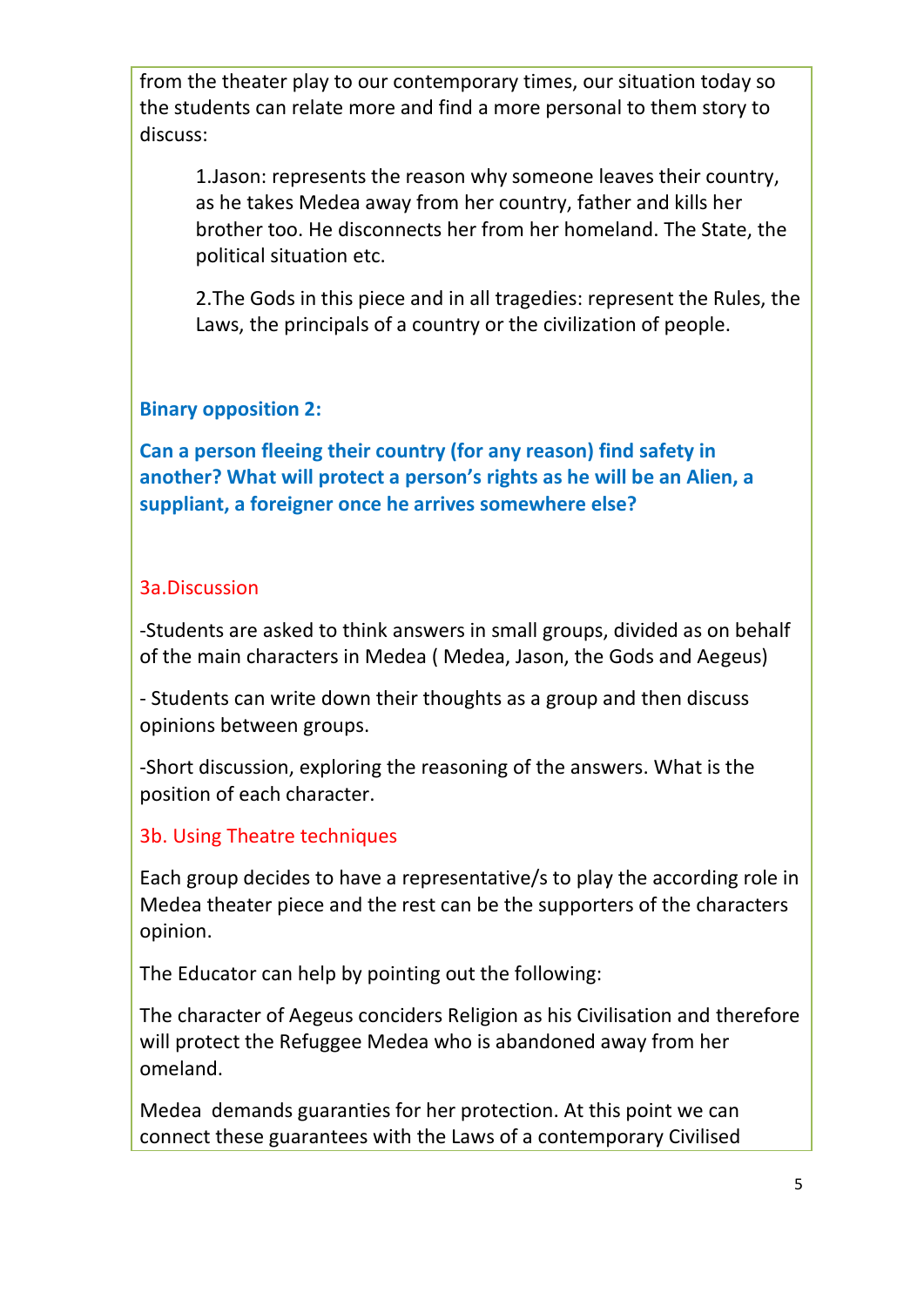from the theater play to our contemporary times, our situation today so the students can relate more and find a more personal to them story to discuss:

> 1.Jason: represents the reason why someone leaves their country, as he takes Medea away from her country, father and kills her brother too. He disconnects her from her homeland. The State, the political situation etc.
>
> 2.The Gods in this piece and in all tragedies: represent the Rules, the Laws, the principals of a country or the civilization of people.

### Binary opposition 2:

**Can a person fleeing their country (for any reason) find safety in another? What will protect a person's rights as he will be an Alien, a suppliant, a foreigner once he arrives somewhere else?**

#### 3a.Discussion

-Students are asked to think answers in small groups, divided as on behalf of the main characters in Medea ( Medea, Jason, the Gods and Aegeus)

- Students can write down their thoughts as a group and then discuss opinions between groups.

-Short discussion, exploring the reasoning of the answers. What is the position of each character.

#### 3b. Using Theatre techniques

Each group decides to have a representative/s to play the according role in Medea theater piece and the rest can be the supporters of the characters opinion.

The Educator can help by pointing out the following:

The character of Aegeus conciders Religion as his Civilisation and therefore will protect the Refuggee Medea who is abandoned away from her omeland.

Medea demands guaranties for her protection. At this point we can connect these guarantees with the Laws of a contemporary Civilised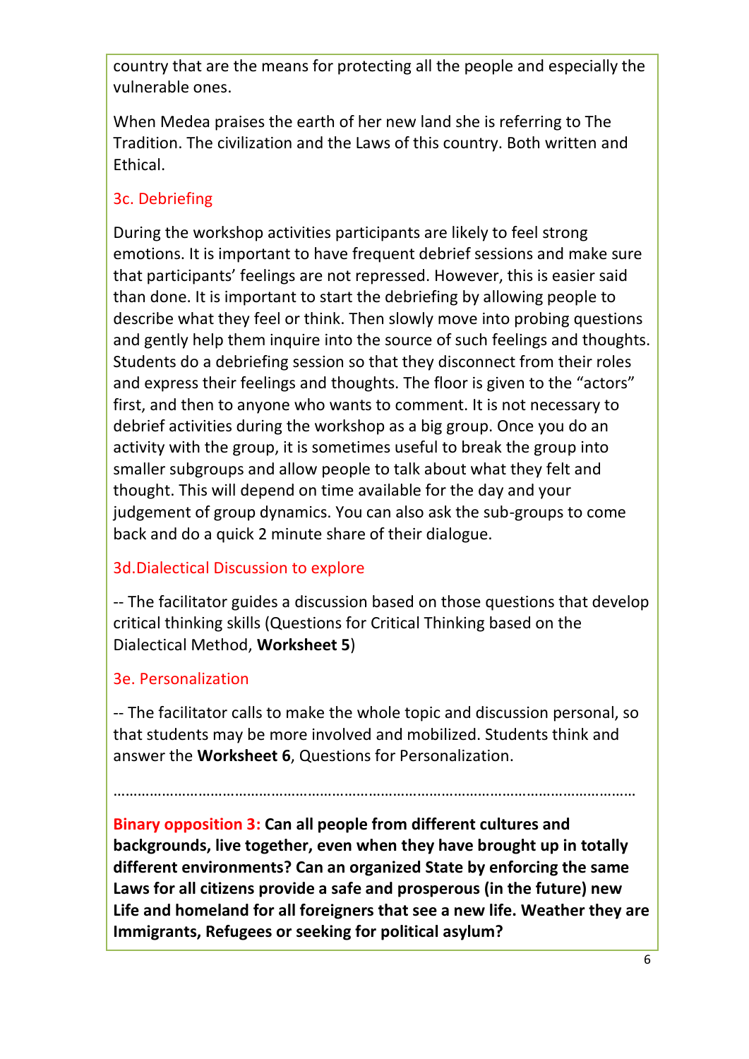country that are the means for protecting all the people and especially the vulnerable ones.

When Medea praises the earth of her new land she is referring to The Tradition. The civilization and the Laws of this country. Both written and Ethical.

### 3c. Debriefing

During the workshop activities participants are likely to feel strong emotions. It is important to have frequent debrief sessions and make sure that participants' feelings are not repressed. However, this is easier said than done. It is important to start the debriefing by allowing people to describe what they feel or think. Then slowly move into probing questions and gently help them inquire into the source of such feelings and thoughts. Students do a debriefing session so that they disconnect from their roles and express their feelings and thoughts. The floor is given to the "actors" first, and then to anyone who wants to comment. It is not necessary to debrief activities during the workshop as a big group. Once you do an activity with the group, it is sometimes useful to break the group into smaller subgroups and allow people to talk about what they felt and thought. This will depend on time available for the day and your judgement of group dynamics. You can also ask the sub-groups to come back and do a quick 2 minute share of their dialogue.

### 3d.Dialectical Discussion to explore

-- The facilitator guides a discussion based on those questions that develop critical thinking skills (Questions for Critical Thinking based on the Dialectical Method, **Worksheet 5**)

### 3e. Personalization

-- The facilitator calls to make the whole topic and discussion personal, so that students may be more involved and mobilized. Students think and answer the **Worksheet 6**, Questions for Personalization.

……………………………………………………………………………………………………………

**Binary opposition 3: Can all people from different cultures and backgrounds, live together, even when they have brought up in totally different environments? Can an organized State by enforcing the same Laws for all citizens provide a safe and prosperous (in the future) new Life and homeland for all foreigners that see a new life. Weather they are Immigrants, Refugees or seeking for political asylum?**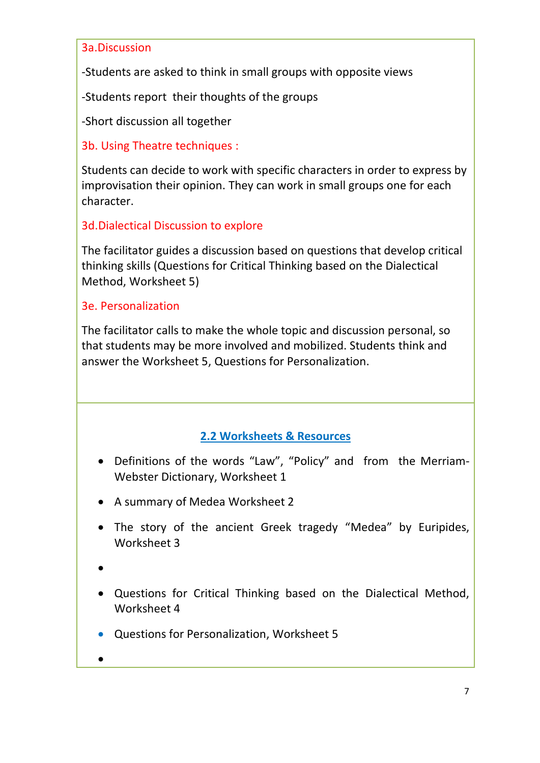3a.Discussion

-Students are asked to think in small groups with opposite views

-Students report their thoughts of the groups

-Short discussion all together

3b. Using Theatre techniques :

Students can decide to work with specific characters in order to express by improvisation their opinion. They can work in small groups one for each character.

3d.Dialectical Discussion to explore

The facilitator guides a discussion based on questions that develop critical thinking skills (Questions for Critical Thinking based on the Dialectical Method, Worksheet 5)

3e. Personalization

The facilitator calls to make the whole topic and discussion personal, so that students may be more involved and mobilized. Students think and answer the Worksheet 5, Questions for Personalization.

## 2.2 Worksheets & Resources

- Definitions of the words “Law”, “Policy” and from the Merriam-Webster Dictionary, Worksheet 1
- A summary of Medea Worksheet 2
- The story of the ancient Greek tragedy “Medea” by Euripides, Worksheet 3
- 
- Questions for Critical Thinking based on the Dialectical Method, Worksheet 4
- Questions for Personalization, Worksheet 5
-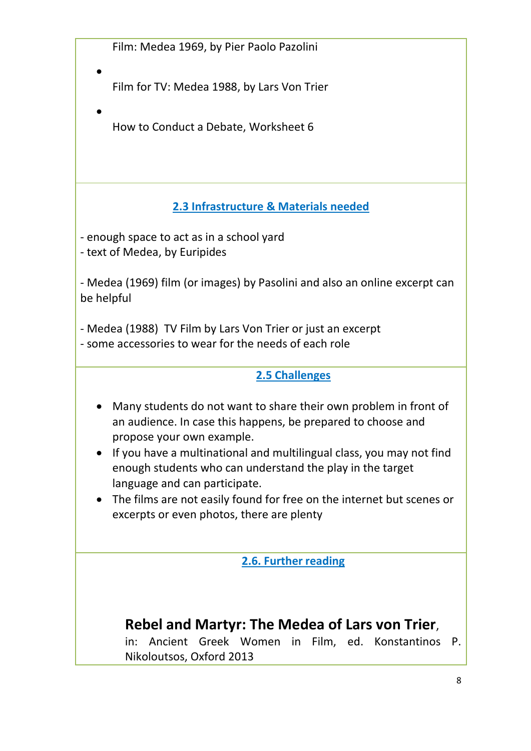- Film: Medea 1969, by Pier Paolo Pazolini
- Film for TV: Medea 1988, by Lars Von Trier
- How to Conduct a Debate, Worksheet 6

## 2.3 Infrastructure & Materials needed

- enough space to act as in a school yard
- text of Medea, by Euripides

- Medea (1969) film (or images) by Pasolini and also an online excerpt can be helpful

- Medea (1988) TV Film by Lars Von Trier or just an excerpt
- some accessories to wear for the needs of each role

## 2.5 Challenges

- Many students do not want to share their own problem in front of an audience. In case this happens, be prepared to choose and propose your own example.
- If you have a multinational and multilingual class, you may not find enough students who can understand the play in the target language and can participate.
- The films are not easily found for free on the internet but scenes or excerpts or even photos, there are plenty

## 2.6. Further reading

**Rebel and Martyr: The Medea of Lars von Trier**, in: Ancient Greek Women in Film, ed. Konstantinos P. Nikoloutsos, Oxford 2013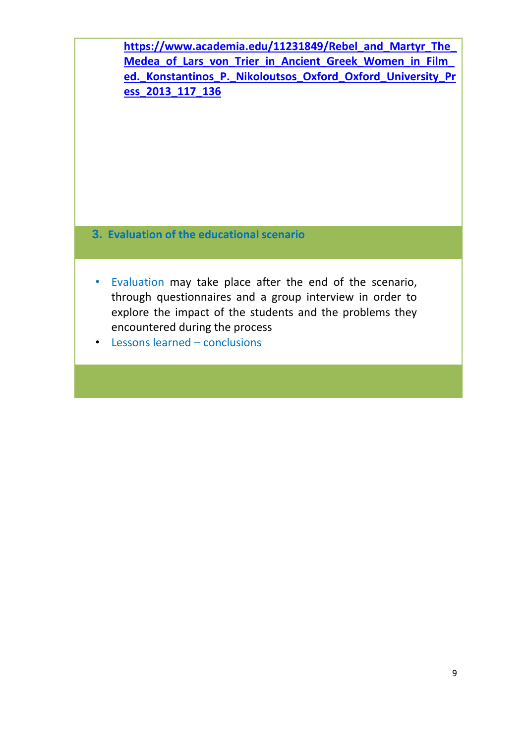**https://www.academia.edu/11231849/Rebel_and_Martyr_The_Medea_of_Lars_von_Trier_in_Ancient_Greek_Women_in_Film_ed._Konstantinos_P._Nikoloutsos_Oxford_Oxford_University_Press_2013_117_136**

## 3. Evaluation of the educational scenario

- Evaluation may take place after the end of the scenario, through questionnaires and a group interview in order to explore the impact of the students and the problems they encountered during the process
- Lessons learned – conclusions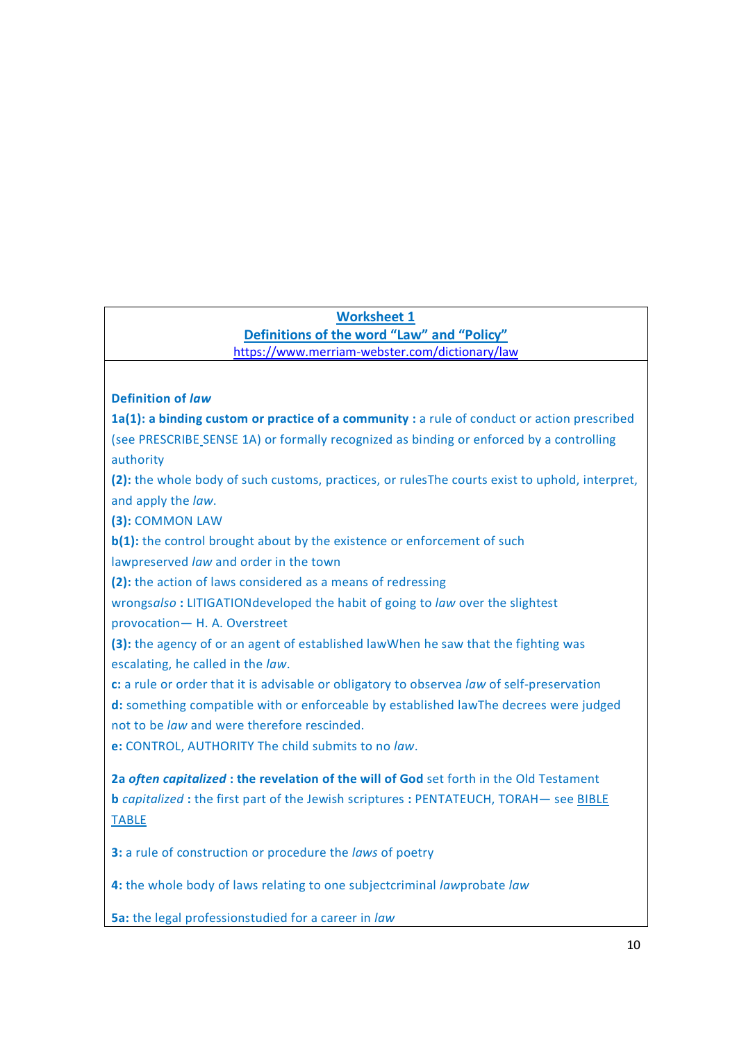## Worksheet 1

### Definitions of the word "Law" and "Policy"

https://www.merriam-webster.com/dictionary/law

**Definition of *law***

**1a(1): a binding custom or practice of a community :** a rule of conduct or action prescribed (see PRESCRIBE SENSE 1A) or formally recognized as binding or enforced by a controlling authority

**(2):** the whole body of such customs, practices, or rulesThe courts exist to uphold, interpret, and apply the *law*.

**(3):** COMMON LAW

**b(1):** the control brought about by the existence or enforcement of such lawpreserved *law* and order in the town

**(2):** the action of laws considered as a means of redressing wrongs*also* **:** LITIGATIONdeveloped the habit of going to *law* over the slightest provocation— H. A. Overstreet

**(3):** the agency of or an agent of established lawWhen he saw that the fighting was escalating, he called in the *law*.

**c:** a rule or order that it is advisable or obligatory to observea *law* of self-preservation

**d:** something compatible with or enforceable by established lawThe decrees were judged not to be *law* and therefore rescinded.

**e:** CONTROL, AUTHORITY The child submits to no *law*.

**2a *often capitalized* : the revelation of the will of God** set forth in the Old Testament

**b** *capitalized* **:** the first part of the Jewish scriptures **:** PENTATEUCH, TORAH— see BIBLE TABLE

**3:** a rule of construction or procedure the *laws* of poetry

**4:** the whole body of laws relating to one subjectcriminal *law*probate *law*

**5a:** the legal professionstudied for a career in *law*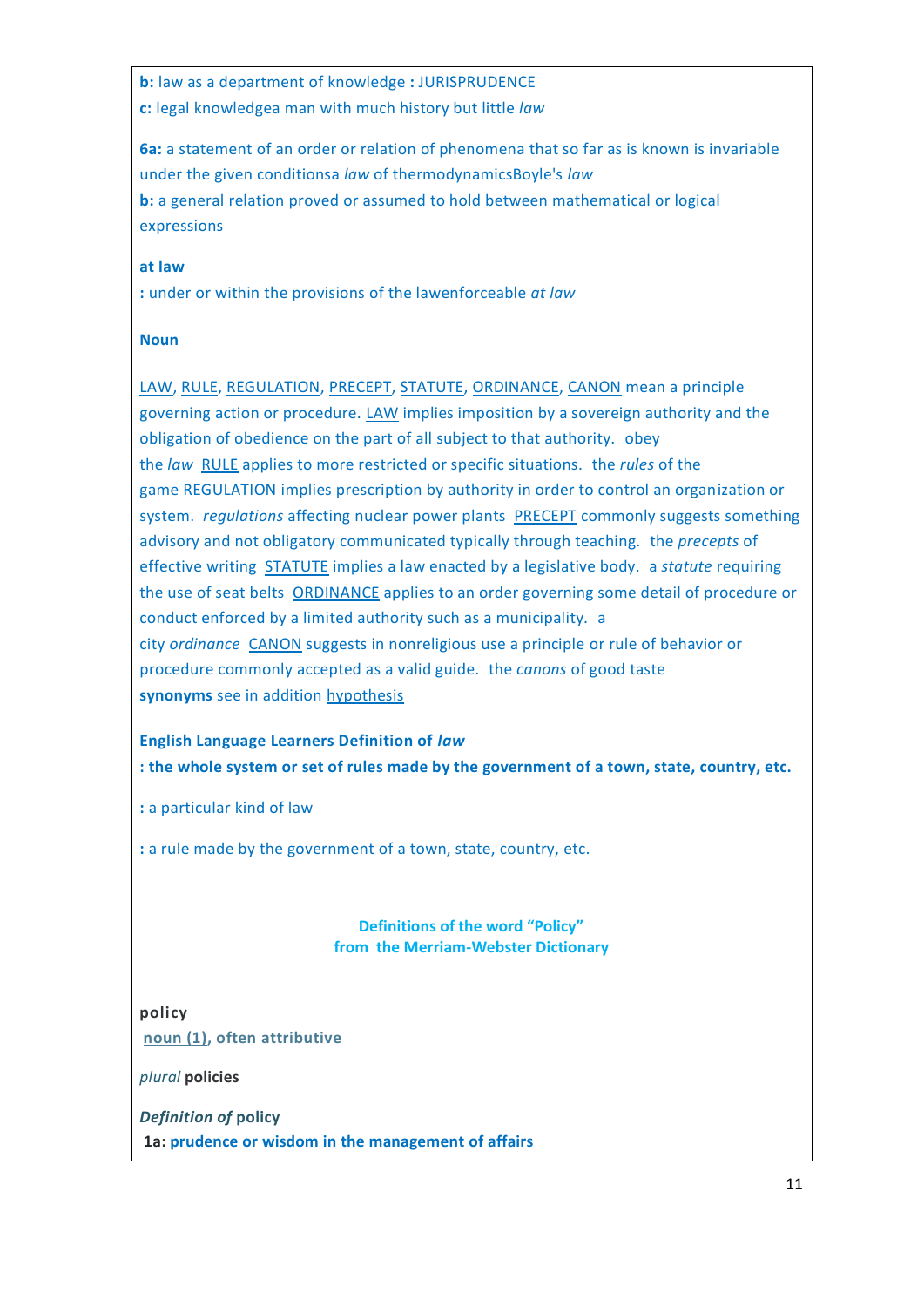**b:** law as a department of knowledge **:** JURISPRUDENCE

**c:** legal knowledgea man with much history but little *law*

**6a:** a statement of an order or relation of phenomena that so far as is known is invariable under the given conditionsa *law* of thermodynamicsBoyle's *law*

**b:** a general relation proved or assumed to hold between mathematical or logical expressions

**at law**

**:** under or within the provisions of the lawenforceable *at law*

**Noun**

LAW, RULE, REGULATION, PRECEPT, STATUTE, ORDINANCE, CANON mean a principle governing action or procedure. LAW implies imposition by a sovereign authority and the obligation of obedience on the part of all subject to that authority. obey the *law* RULE applies to more restricted or specific situations. the *rules* of the game REGULATION implies prescription by authority in order to control an organization or system. *regulations* affecting nuclear power plants PRECEPT commonly suggests something advisory and not obligatory communicated typically through teaching. the *precepts* of effective writing STATUTE implies a law enacted by a legislative body. a *statute* requiring the use of seat belts ORDINANCE applies to an order governing some detail of procedure or conduct enforced by a limited authority such as a municipality. a city *ordinance* CANON suggests in nonreligious use a principle or rule of behavior or procedure commonly accepted as a valid guide. the *canons* of good taste

**synonyms** see in addition hypothesis

**English Language Learners Definition of *law***

**: the whole system or set of rules made by the government of a town, state, country, etc.**

**:** a particular kind of law

**:** a rule made by the government of a town, state, country, etc.

## Definitions of the word "Policy" from the Merriam-Webster Dictionary

**policy**

**noun (1), often attributive**

*plural* **policies**

***Definition of* policy**

**1a: prudence or wisdom in the management of affairs**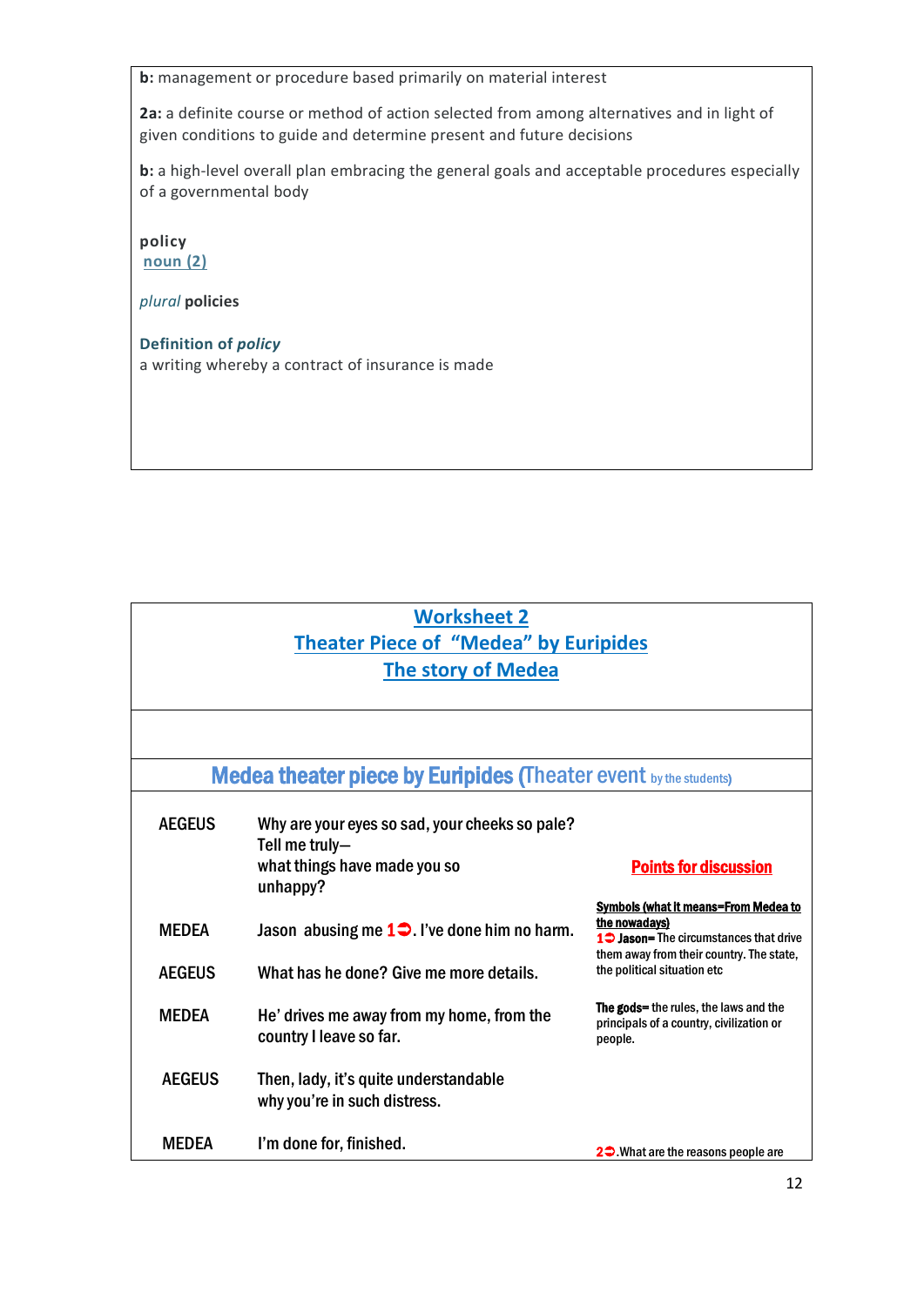**b:** management or procedure based primarily on material interest

**2a:** a definite course or method of action selected from among alternatives and in light of given conditions to guide and determine present and future decisions

**b:** a high-level overall plan embracing the general goals and acceptable procedures especially of a governmental body

**policy**
noun (2)

*plural* **policies**

**Definition of *policy***
a writing whereby a contract of insurance is made

## Worksheet 2
## Theater Piece of "Medea" by Euripides
## The story of Medea

### Medea theater piece by Euripides (Theater event by the students)

| | | |
|---|---|---|
| AEGEUS | Why are your eyes so sad, your cheeks so pale? Tell me truly— what things have made you so unhappy? | **Points for discussion** |
| MEDEA | Jason abusing me **1➲**. I've done him no harm. | **Symbols (what it means=From Medea to the nowadays)** **1➲ Jason=** The circumstances that drive them away from their country. The state, the political situation etc |
| AEGEUS | What has he done? Give me more details. | |
| MEDEA | He' drives me away from my home, from the country I leave so far. | **The gods=** the rules, the laws and the principals of a country, civilization or people. |
| AEGEUS | Then, lady, it's quite understandable why you're in such distress. | |
| MEDEA | I'm done for, finished. | **2➲**.What are the reasons people are |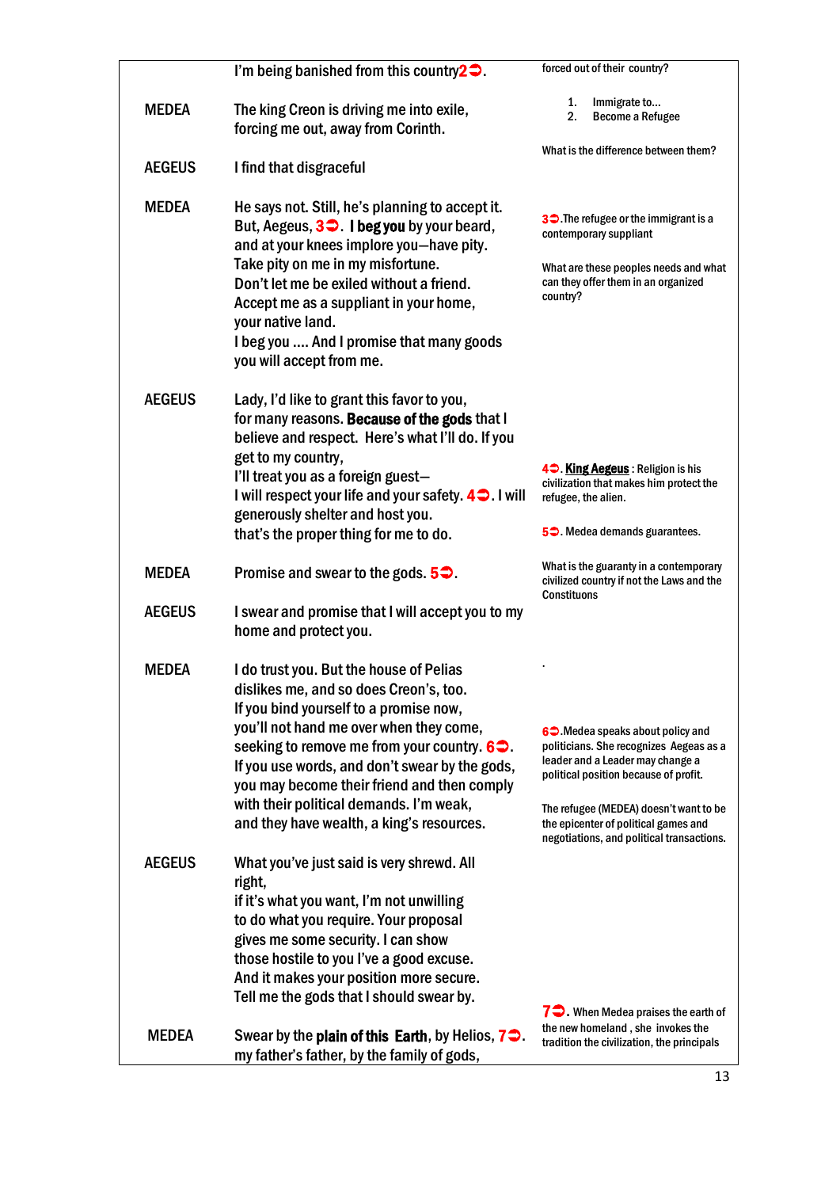| | | |
|---|---|---|
| | I'm being banished from this country2➲. | forced out of their country? |
| MEDEA | The king Creon is driving me into exile, forcing me out, away from Corinth. | 1. Immigrate to... 2. Become a Refugee<br><br>What is the difference between them? |
| AEGEUS | I find that disgraceful | |
| MEDEA | He says not. Still, he's planning to accept it. But, Aegeus, 3➲. **I beg you** by your beard, and at your knees implore you—have pity. Take pity on me in my misfortune. Don't let me be exiled without a friend. Accept me as a suppliant in your home, your native land. I beg you .... And I promise that many goods you will accept from me. | 3➲.The refugee or the immigrant is a contemporary suppliant<br><br>What are these peoples needs and what can they offer them in an organized country? |
| AEGEUS | Lady, I'd like to grant this favor to you, for many reasons. **Because of the gods** that I believe and respect. Here's what I'll do. If you get to my country, I'll treat you as a foreign guest— I will respect your life and your safety. 4➲. I will generously shelter and host you. that's the proper thing for me to do. | 4➲. **King Aegeus** : Religion is his civilization that makes him protect the refugee, the alien.<br><br>5➲. Medea demands guarantees. |
| MEDEA | Promise and swear to the gods. 5➲. | What is the guaranty in a contemporary civilized country if not the Laws and the Constituons |
| AEGEUS | I swear and promise that I will accept you to my home and protect you. | |
| MEDEA | I do trust you. But the house of Pelias dislikes me, and so does Creon's, too. If you bind yourself to a promise now, you'll not hand me over when they come, seeking to remove me from your country. 6➲. If you use words, and don't swear by the gods, you may become their friend and then comply with their political demands. I'm weak, and they have wealth, a king's resources. | 6➲.Medea speaks about policy and politicians. She recognizes Aegeas as a leader and a Leader may change a political position because of profit.<br><br>The refugee (MEDEA) doesn't want to be the epicenter of political games and negotiations, and political transactions. |
| AEGEUS | What you've just said is very shrewd. All right, if it's what you want, I'm not unwilling to do what you require. Your proposal gives me some security. I can show those hostile to you I've a good excuse. And it makes your position more secure. Tell me the gods that I should swear by. | |
| MEDEA | Swear by the **plain of this Earth**, by Helios, 7➲. my father's father, by the family of gods, | 7➲. When Medea praises the earth of the new homeland , she invokes the tradition the civilization, the principals |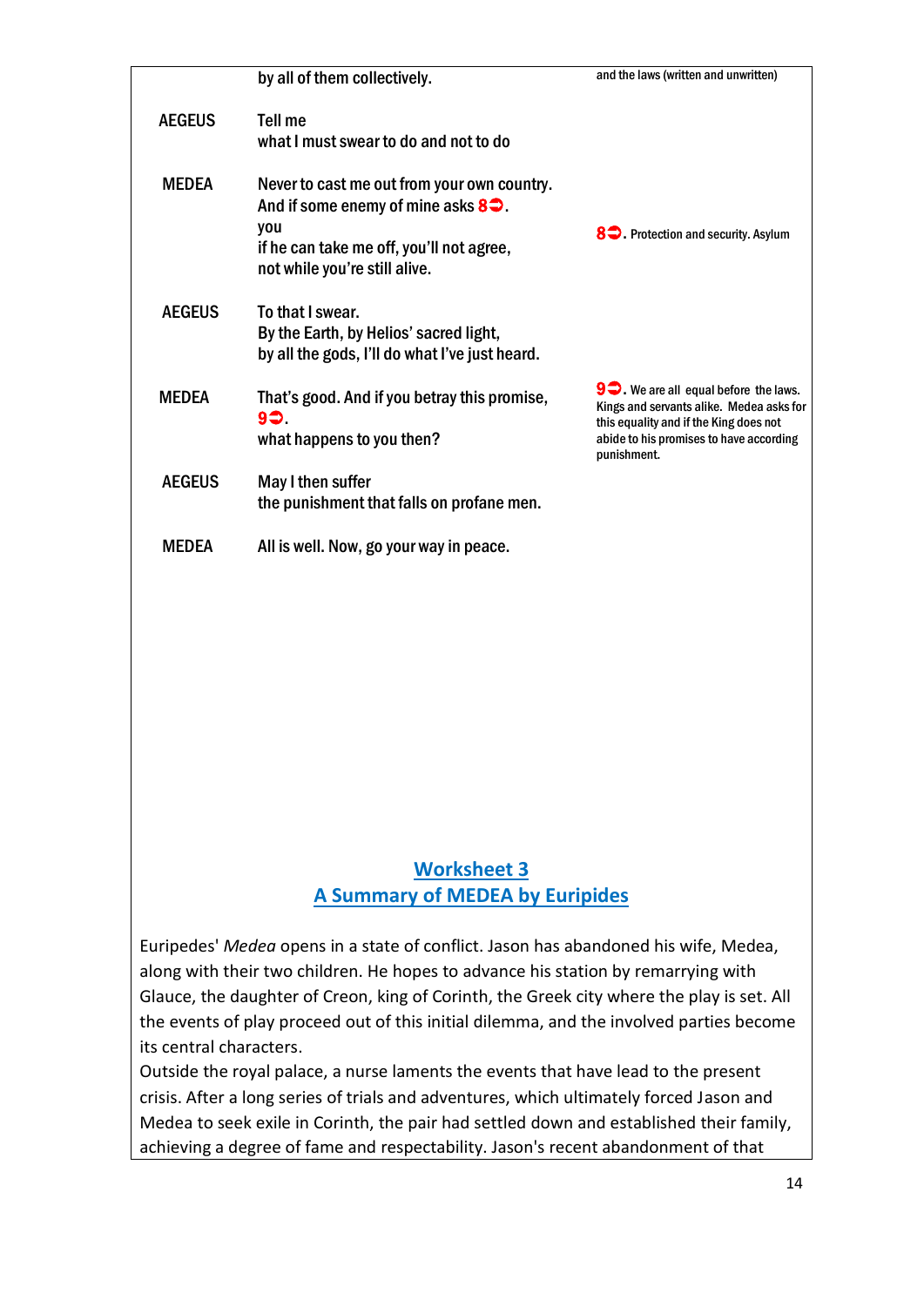| | | |
|---|---|---|
| | by all of them collectively. | and the laws (written and unwritten) |
| AEGEUS | Tell me<br>what I must swear to do and not to do | |
| MEDEA | Never to cast me out from your own country.<br>And if some enemy of mine asks 8➲.<br>you<br>if he can take me off, you'll not agree,<br>not while you're still alive. | 8➲. Protection and security. Asylum |
| AEGEUS | To that I swear.<br>By the Earth, by Helios' sacred light,<br>by all the gods, I'll do what I've just heard. | |
| MEDEA | That's good. And if you betray this promise,<br>9➲.<br>what happens to you then? | 9➲. We are all equal before the laws. Kings and servants alike. Medea asks for this equality and if the King does not abide to his promises to have according punishment. |
| AEGEUS | May I then suffer<br>the punishment that falls on profane men. | |
| MEDEA | All is well. Now, go your way in peace. | |

## Worksheet 3
## A Summary of MEDEA by Euripides

Euripedes' *Medea* opens in a state of conflict. Jason has abandoned his wife, Medea, along with their two children. He hopes to advance his station by remarrying with Glauce, the daughter of Creon, king of Corinth, the Greek city where the play is set. All the events of play proceed out of this initial dilemma, and the involved parties become its central characters.

Outside the royal palace, a nurse laments the events that have lead to the present crisis. After a long series of trials and adventures, which ultimately forced Jason and Medea to seek exile in Corinth, the pair had settled down and established their family, achieving a degree of fame and respectability. Jason's recent abandonment of that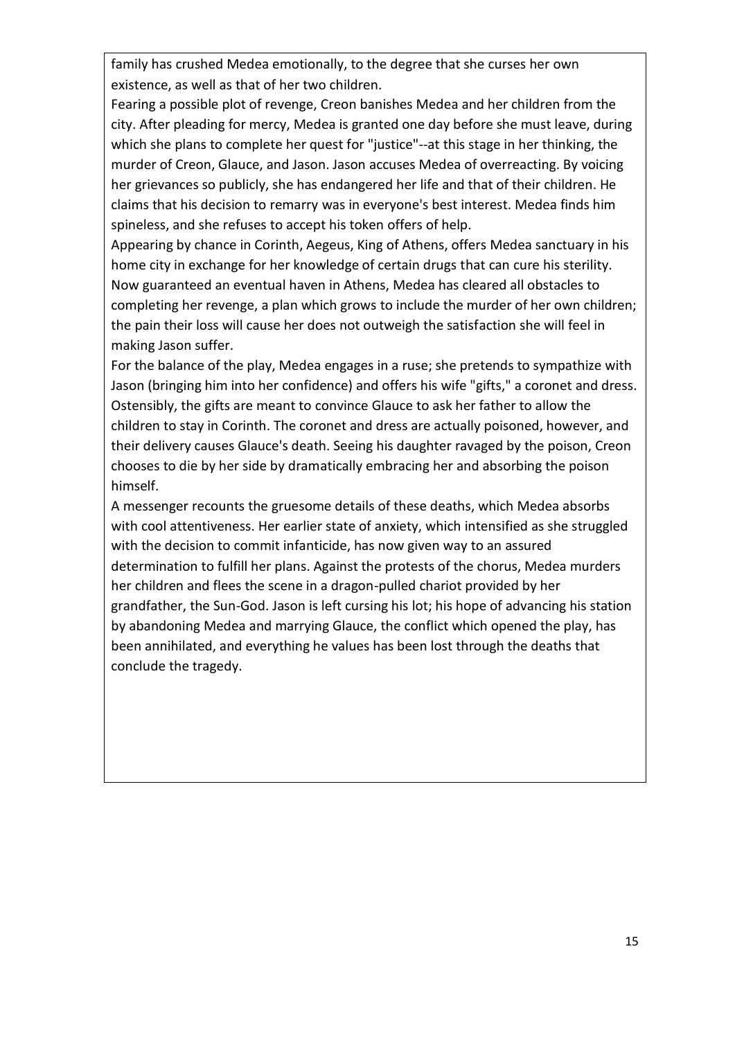family has crushed Medea emotionally, to the degree that she curses her own existence, as well as that of her two children.

Fearing a possible plot of revenge, Creon banishes Medea and her children from the city. After pleading for mercy, Medea is granted one day before she must leave, during which she plans to complete her quest for "justice"--at this stage in her thinking, the murder of Creon, Glauce, and Jason. Jason accuses Medea of overreacting. By voicing her grievances so publicly, she has endangered her life and that of their children. He claims that his decision to remarry was in everyone's best interest. Medea finds him spineless, and she refuses to accept his token offers of help.

Appearing by chance in Corinth, Aegeus, King of Athens, offers Medea sanctuary in his home city in exchange for her knowledge of certain drugs that can cure his sterility. Now guaranteed an eventual haven in Athens, Medea has cleared all obstacles to completing her revenge, a plan which grows to include the murder of her own children; the pain their loss will cause her does not outweigh the satisfaction she will feel in making Jason suffer.

For the balance of the play, Medea engages in a ruse; she pretends to sympathize with Jason (bringing him into her confidence) and offers his wife "gifts," a coronet and dress. Ostensibly, the gifts are meant to convince Glauce to ask her father to allow the children to stay in Corinth. The coronet and dress are actually poisoned, however, and their delivery causes Glauce's death. Seeing his daughter ravaged by the poison, Creon chooses to die by her side by dramatically embracing her and absorbing the poison himself.

A messenger recounts the gruesome details of these deaths, which Medea absorbs with cool attentiveness. Her earlier state of anxiety, which intensified as she struggled with the decision to commit infanticide, has now given way to an assured determination to fulfill her plans. Against the protests of the chorus, Medea murders her children and flees the scene in a dragon-pulled chariot provided by her grandfather, the Sun-God. Jason is left cursing his lot; his hope of advancing his station by abandoning Medea and marrying Glauce, the conflict which opened the play, has been annihilated, and everything he values has been lost through the deaths that conclude the tragedy.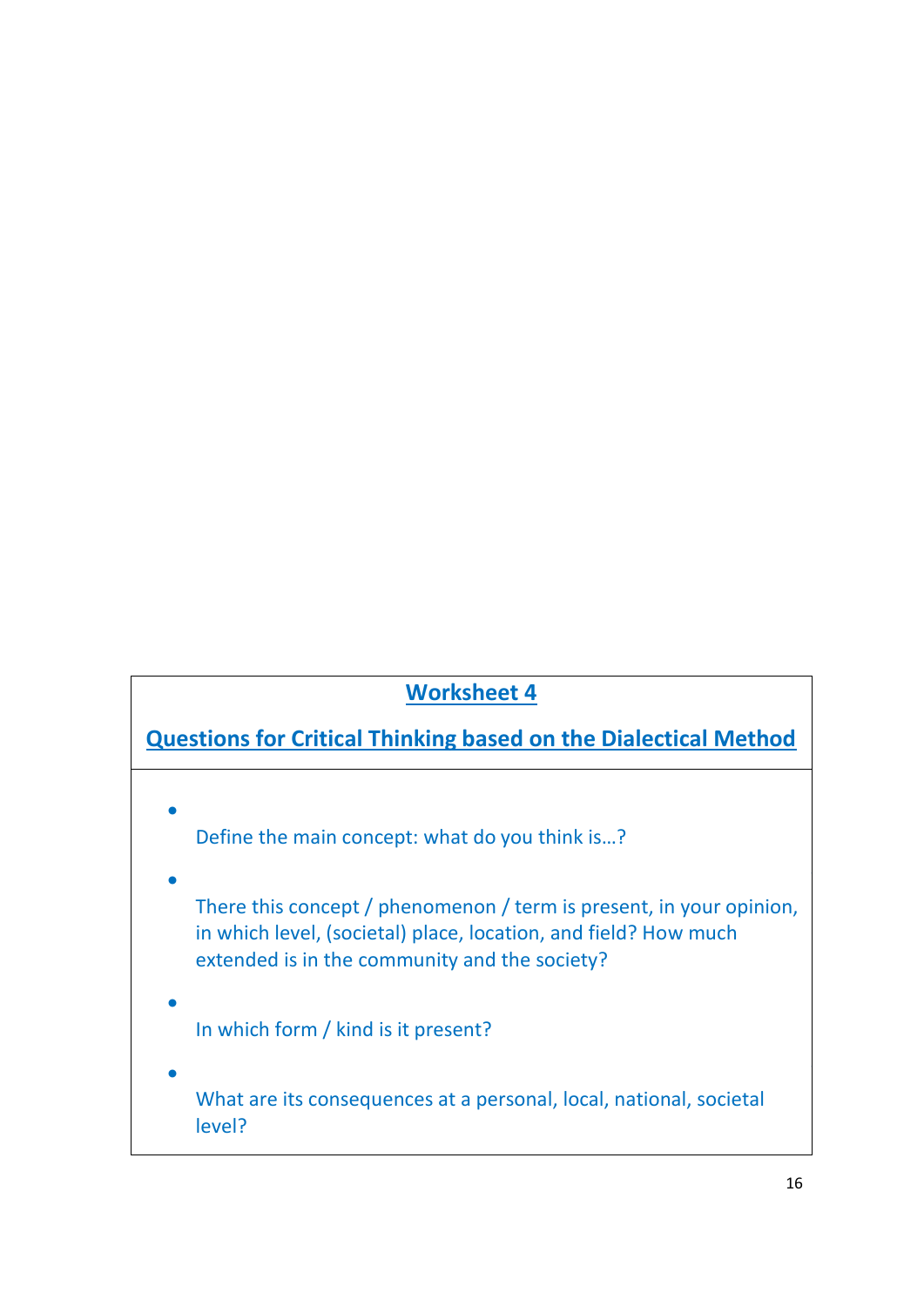## Worksheet 4

## Questions for Critical Thinking based on the Dialectical Method

- Define the main concept: what do you think is…?
- There this concept / phenomenon / term is present, in your opinion, in which level, (societal) place, location, and field? How much extended is in the community and the society?
- In which form / kind is it present?
- What are its consequences at a personal, local, national, societal level?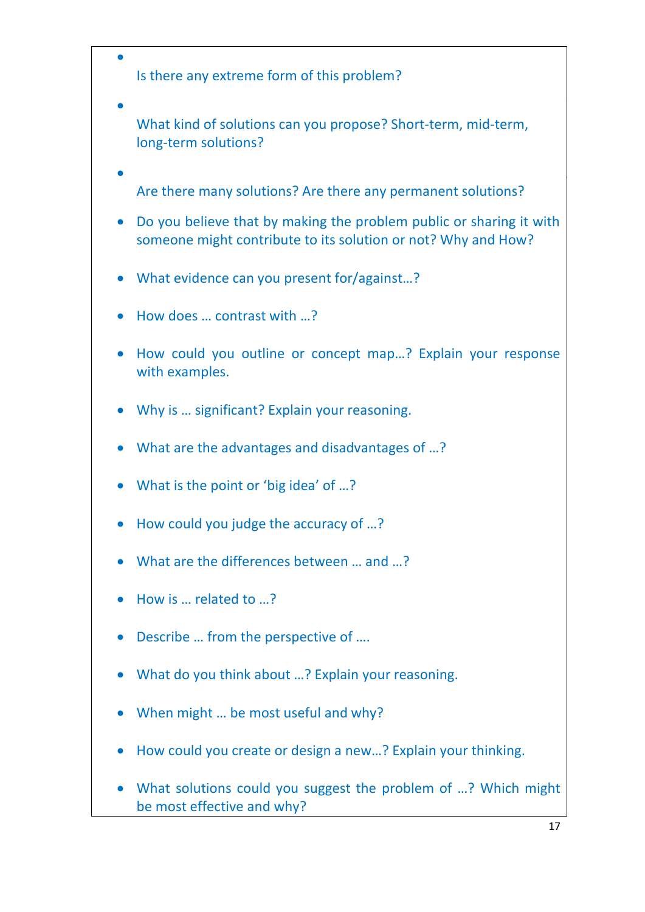- Is there any extreme form of this problem?
- What kind of solutions can you propose? Short-term, mid-term, long-term solutions?
- Are there many solutions? Are there any permanent solutions?
- Do you believe that by making the problem public or sharing it with someone might contribute to its solution or not? Why and How?
- What evidence can you present for/against…?
- How does … contrast with …?
- How could you outline or concept map…? Explain your response with examples.
- Why is … significant? Explain your reasoning.
- What are the advantages and disadvantages of …?
- What is the point or 'big idea' of …?
- How could you judge the accuracy of …?
- What are the differences between … and …?
- How is … related to …?
- Describe … from the perspective of ….
- What do you think about …? Explain your reasoning.
- When might … be most useful and why?
- How could you create or design a new…? Explain your thinking.
- What solutions could you suggest the problem of …? Which might be most effective and why?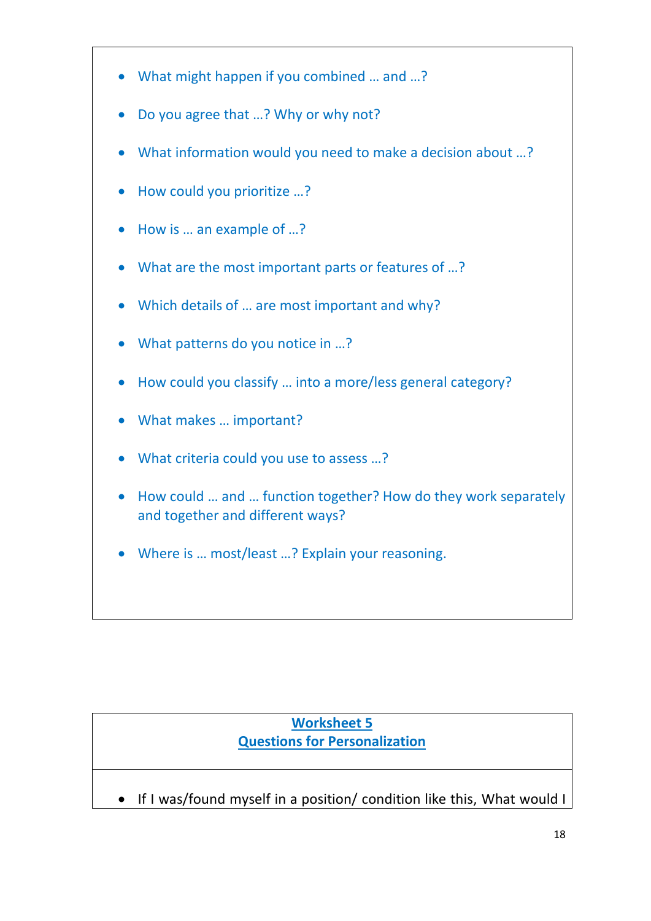- What might happen if you combined … and …?
- Do you agree that …? Why or why not?
- What information would you need to make a decision about …?
- How could you prioritize …?
- How is … an example of …?
- What are the most important parts or features of …?
- Which details of … are most important and why?
- What patterns do you notice in …?
- How could you classify … into a more/less general category?
- What makes … important?
- What criteria could you use to assess …?
- How could … and … function together? How do they work separately and together and different ways?
- Where is … most/least …? Explain your reasoning.

## Worksheet 5
## Questions for Personalization

- If I was/found myself in a position/ condition like this, What would I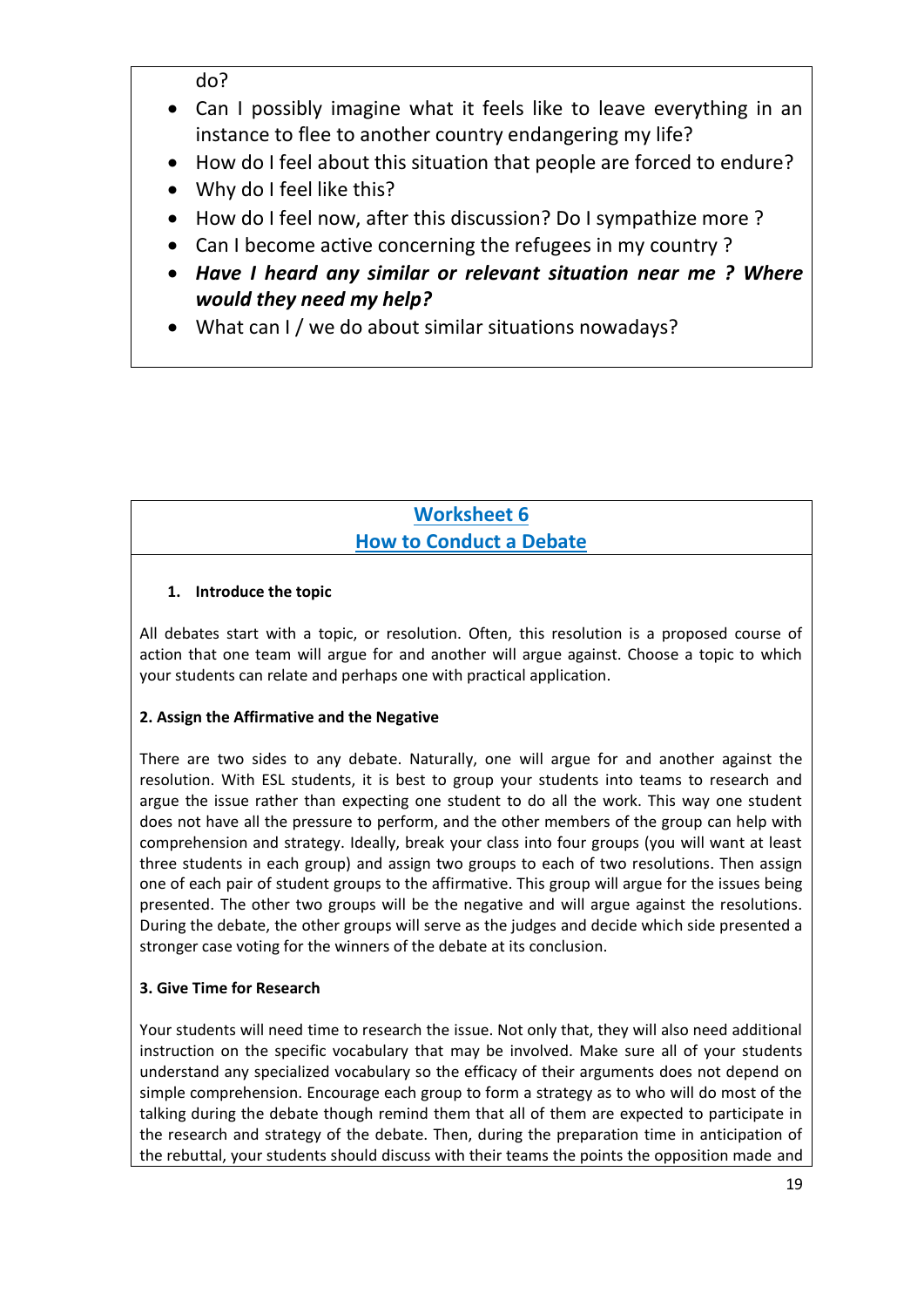do?

- Can I possibly imagine what it feels like to leave everything in an instance to flee to another country endangering my life?
- How do I feel about this situation that people are forced to endure?
- Why do I feel like this?
- How do I feel now, after this discussion? Do I sympathize more ?
- Can I become active concerning the refugees in my country ?
- ***Have I heard any similar or relevant situation near me ? Where would they need my help?***
- What can I / we do about similar situations nowadays?

## Worksheet 6
## How to Conduct a Debate

**1. Introduce the topic**

All debates start with a topic, or resolution. Often, this resolution is a proposed course of action that one team will argue for and another will argue against. Choose a topic to which your students can relate and perhaps one with practical application.

**2. Assign the Affirmative and the Negative**

There are two sides to any debate. Naturally, one will argue for and another against the resolution. With ESL students, it is best to group your students into teams to research and argue the issue rather than expecting one student to do all the work. This way one student does not have all the pressure to perform, and the other members of the group can help with comprehension and strategy. Ideally, break your class into four groups (you will want at least three students in each group) and assign two groups to each of two resolutions. Then assign one of each pair of student groups to the affirmative. This group will argue for the issues being presented. The other two groups will be the negative and will argue against the resolutions. During the debate, the other groups will serve as the judges and decide which side presented a stronger case voting for the winners of the debate at its conclusion.

**3. Give Time for Research**

Your students will need time to research the issue. Not only that, they will also need additional instruction on the specific vocabulary that may be involved. Make sure all of your students understand any specialized vocabulary so the efficacy of their arguments does not depend on simple comprehension. Encourage each group to form a strategy as to who will do most of the talking during the debate though remind them that all of them are expected to participate in the research and strategy of the debate. Then, during the preparation time in anticipation of the rebuttal, your students should discuss with their teams the points the opposition made and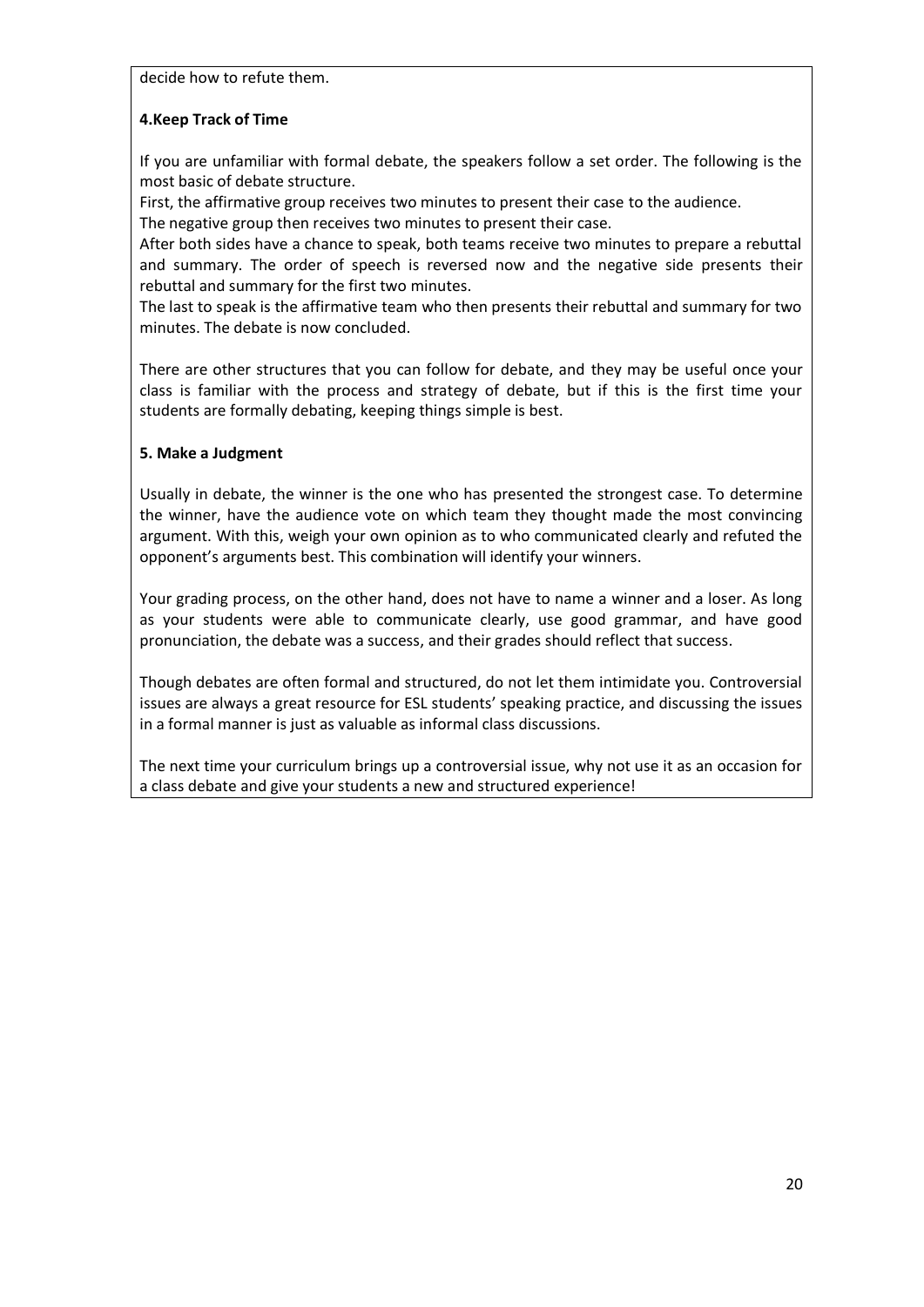decide how to refute them.

**4.Keep Track of Time**

If you are unfamiliar with formal debate, the speakers follow a set order. The following is the most basic of debate structure.

First, the affirmative group receives two minutes to present their case to the audience.

The negative group then receives two minutes to present their case.

After both sides have a chance to speak, both teams receive two minutes to prepare a rebuttal and summary. The order of speech is reversed now and the negative side presents their rebuttal and summary for the first two minutes.

The last to speak is the affirmative team who then presents their rebuttal and summary for two minutes. The debate is now concluded.

There are other structures that you can follow for debate, and they may be useful once your class is familiar with the process and strategy of debate, but if this is the first time your students are formally debating, keeping things simple is best.

**5. Make a Judgment**

Usually in debate, the winner is the one who has presented the strongest case. To determine the winner, have the audience vote on which team they thought made the most convincing argument. With this, weigh your own opinion as to who communicated clearly and refuted the opponent's arguments best. This combination will identify your winners.

Your grading process, on the other hand, does not have to name a winner and a loser. As long as your students were able to communicate clearly, use good grammar, and have good pronunciation, the debate was a success, and their grades should reflect that success.

Though debates are often formal and structured, do not let them intimidate you. Controversial issues are always a great resource for ESL students' speaking practice, and discussing the issues in a formal manner is just as valuable as informal class discussions.

The next time your curriculum brings up a controversial issue, why not use it as an occasion for a class debate and give your students a new and structured experience!